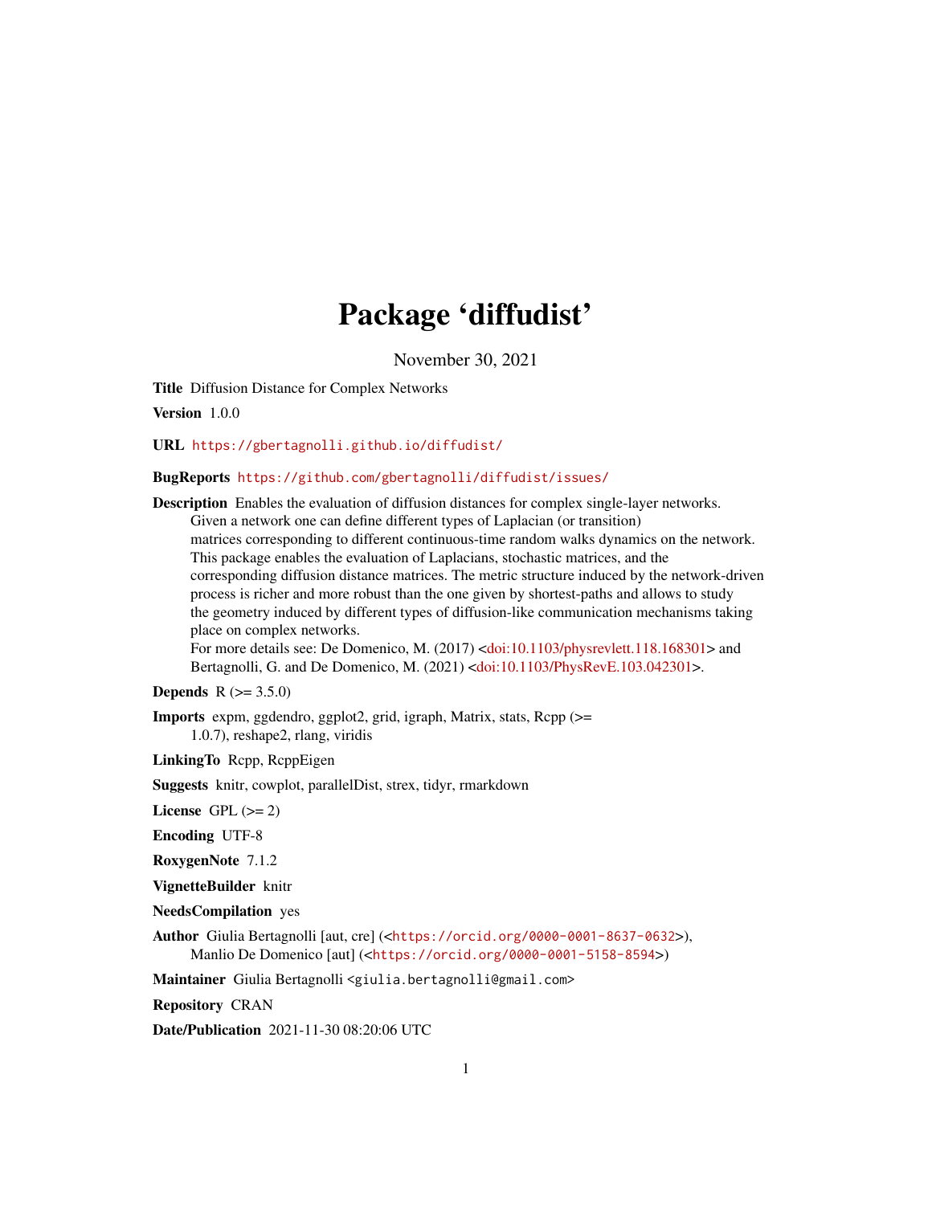# Package 'diffudist'

November 30, 2021

**Title** Diffusion Distance for Complex Networks

**Version** 1.0.0

**URL** https://gbertagnolli.github.io/diffudist/

**BugReports** https://github.com/gbertagnolli/diffudist/issues/

**Description** Enables the evaluation of diffusion distances for complex single-layer networks. Given a network one can define different types of Laplacian (or transition) matrices corresponding to different continuous-time random walks dynamics on the network. This package enables the evaluation of Laplacians, stochastic matrices, and the corresponding diffusion distance matrices. The metric structure induced by the network-driven process is richer and more robust than the one given by shortest-paths and allows to study the geometry induced by different types of diffusion-like communication mechanisms taking place on complex networks.
For more details see: De Domenico, M. (2017) <doi:10.1103/physrevlett.118.168301> and Bertagnolli, G. and De Domenico, M. (2021) <doi:10.1103/PhysRevE.103.042301>.

**Depends** R (>= 3.5.0)

**Imports** expm, ggdendro, ggplot2, grid, igraph, Matrix, stats, Rcpp (>= 1.0.7), reshape2, rlang, viridis

**LinkingTo** Rcpp, RcppEigen

**Suggests** knitr, cowplot, parallelDist, strex, tidyr, rmarkdown

**License** GPL (>= 2)

**Encoding** UTF-8

**RoxygenNote** 7.1.2

**VignetteBuilder** knitr

**NeedsCompilation** yes

**Author** Giulia Bertagnolli [aut, cre] (<https://orcid.org/0000-0001-8637-0632>), Manlio De Domenico [aut] (<https://orcid.org/0000-0001-5158-8594>)

**Maintainer** Giulia Bertagnolli <giulia.bertagnolli@gmail.com>

**Repository** CRAN

**Date/Publication** 2021-11-30 08:20:06 UTC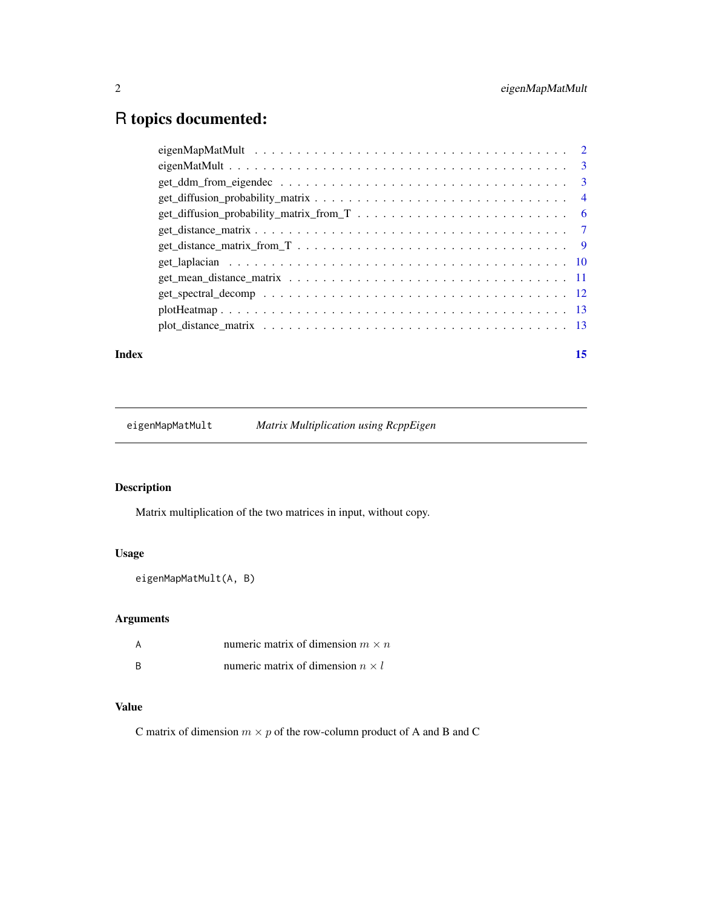# R topics documented:

| | |
|---|---|
| eigenMapMatMult | 2 |
| eigenMatMult | 3 |
| get_ddm_from_eigendec | 3 |
| get_diffusion_probability_matrix | 4 |
| get_diffusion_probability_matrix_from_T | 6 |
| get_distance_matrix | 7 |
| get_distance_matrix_from_T | 9 |
| get_laplacian | 10 |
| get_mean_distance_matrix | 11 |
| get_spectral_decomp | 12 |
| plotHeatmap | 13 |
| plot_distance_matrix | 13 |
| **Index** | **15** |

---

`eigenMapMatMult` *Matrix Multiplication using RcppEigen*

---

### Description

Matrix multiplication of the two matrices in input, without copy.

### Usage

```
eigenMapMatMult(A, B)
```

### Arguments

| | |
|---|---|
| A | numeric matrix of dimension $m \times n$ |
| B | numeric matrix of dimension $n \times l$ |

### Value

C matrix of dimension $m \times p$ of the row-column product of A and B and C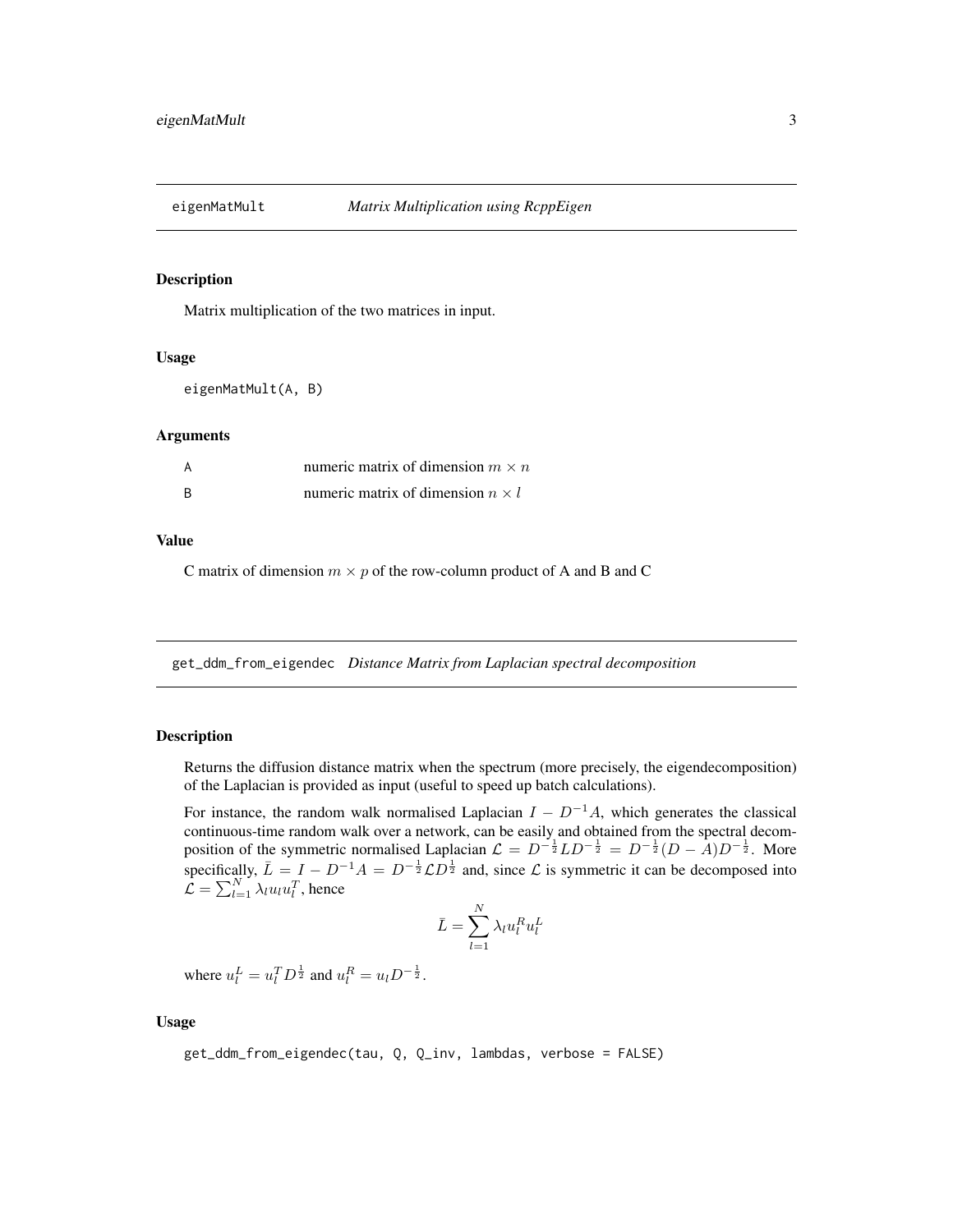## eigenMatMult *Matrix Multiplication using RcppEigen*

### Description

Matrix multiplication of the two matrices in input.

### Usage

```
eigenMatMult(A, B)
```

### Arguments

| | |
|---|---|
| A | numeric matrix of dimension $m \times n$ |
| B | numeric matrix of dimension $n \times l$ |

### Value

C matrix of dimension $m \times p$ of the row-column product of A and B and C

## get_ddm_from_eigendec *Distance Matrix from Laplacian spectral decomposition*

### Description

Returns the diffusion distance matrix when the spectrum (more precisely, the eigendecomposition) of the Laplacian is provided as input (useful to speed up batch calculations).

For instance, the random walk normalised Laplacian $I - D^{-1}A$, which generates the classical continuous-time random walk over a network, can be easily and obtained from the spectral decomposition of the symmetric normalised Laplacian $\mathcal{L} = D^{-\frac{1}{2}} L D^{-\frac{1}{2}} = D^{-\frac{1}{2}}(D - A)D^{-\frac{1}{2}}$. More specifically, $\bar{L} = I - D^{-1}A = D^{-\frac{1}{2}} \mathcal{L} D^{\frac{1}{2}}$ and, since $\mathcal{L}$ is symmetric it can be decomposed into $\mathcal{L} = \sum_{l=1}^{N} \lambda_l u_l u_l^T$, hence

$$\bar{L} = \sum_{l=1}^{N} \lambda_l u_l^R u_l^L$$

where $u_l^L = u_l^T D^{\frac{1}{2}}$ and $u_l^R = u_l D^{-\frac{1}{2}}$.

### Usage

```
get_ddm_from_eigendec(tau, Q, Q_inv, lambdas, verbose = FALSE)
```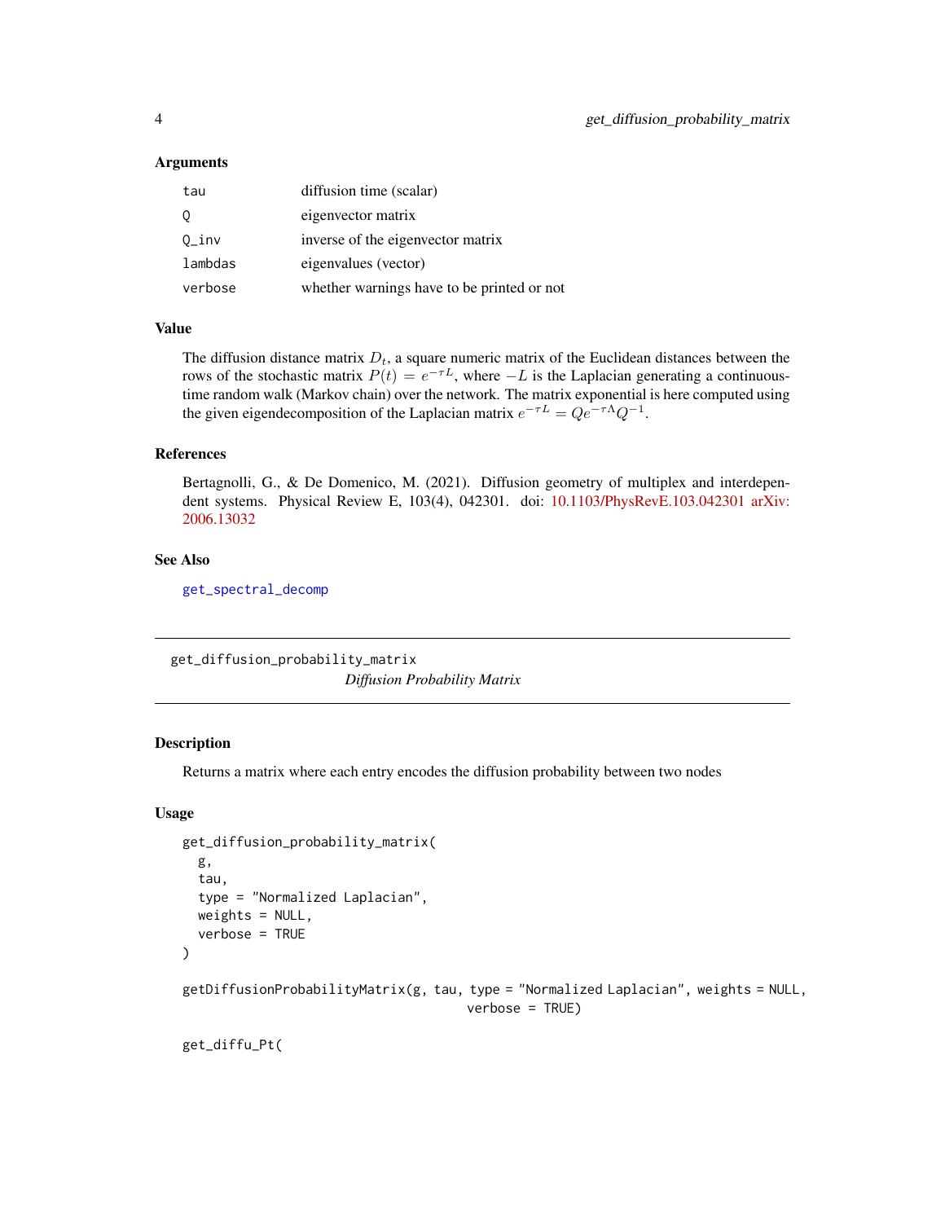### Arguments

| | |
|---|---|
| tau | diffusion time (scalar) |
| Q | eigenvector matrix |
| Q_inv | inverse of the eigenvector matrix |
| lambdas | eigenvalues (vector) |
| verbose | whether warnings have to be printed or not |

### Value

The diffusion distance matrix $D_t$, a square numeric matrix of the Euclidean distances between the rows of the stochastic matrix $P(t) = e^{-\tau L}$, where $-L$ is the Laplacian generating a continuous-time random walk (Markov chain) over the network. The matrix exponential is here computed using the given eigendecomposition of the Laplacian matrix $e^{-\tau L} = Qe^{-\tau \Lambda}Q^{-1}$.

### References

Bertagnolli, G., & De Domenico, M. (2021). Diffusion geometry of multiplex and interdependent systems. Physical Review E, 103(4), 042301. doi: 10.1103/PhysRevE.103.042301 arXiv: 2006.13032

### See Also

get_spectral_decomp

---

## get_diffusion_probability_matrix

*Diffusion Probability Matrix*

### Description

Returns a matrix where each entry encodes the diffusion probability between two nodes

### Usage

```
get_diffusion_probability_matrix(
  g,
  tau,
  type = "Normalized Laplacian",
  weights = NULL,
  verbose = TRUE
)

getDiffusionProbabilityMatrix(g, tau, type = "Normalized Laplacian", weights = NULL,
                                           verbose = TRUE)

get_diffu_Pt(
```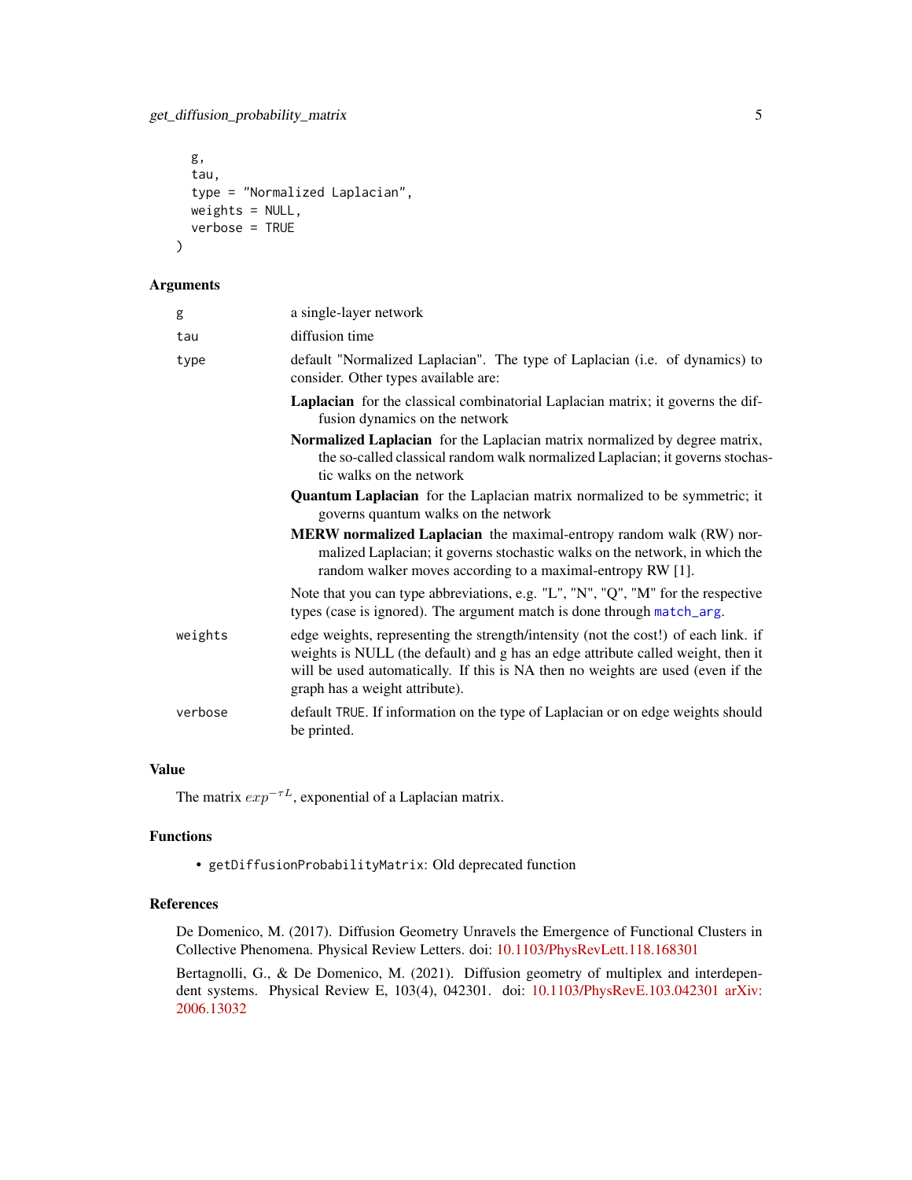```
  g,
  tau,
  type = "Normalized Laplacian",
  weights = NULL,
  verbose = TRUE
)
```

### Arguments

| | |
|---|---|
| `g` | a single-layer network |
| `tau` | diffusion time |
| `type` | default "Normalized Laplacian". The type of Laplacian (i.e. of dynamics) to consider. Other types available are:<br>**Laplacian** for the classical combinatorial Laplacian matrix; it governs the diffusion dynamics on the network<br>**Normalized Laplacian** for the Laplacian matrix normalized by degree matrix, the so-called classical random walk normalized Laplacian; it governs stochastic walks on the network<br>**Quantum Laplacian** for the Laplacian matrix normalized to be symmetric; it governs quantum walks on the network<br>**MERW normalized Laplacian** the maximal-entropy random walk (RW) normalized Laplacian; it governs stochastic walks on the network, in which the random walker moves according to a maximal-entropy RW [1].<br>Note that you can type abbreviations, e.g. "L", "N", "Q", "M" for the respective types (case is ignored). The argument match is done through `match_arg`. |
| `weights` | edge weights, representing the strength/intensity (not the cost!) of each link. if weights is NULL (the default) and g has an edge attribute called weight, then it will be used automatically. If this is NA then no weights are used (even if the graph has a weight attribute). |
| `verbose` | default `TRUE`. If information on the type of Laplacian or on edge weights should be printed. |

### Value

The matrix $exp^{-\tau L}$, exponential of a Laplacian matrix.

### Functions

- `getDiffusionProbabilityMatrix`: Old deprecated function

### References

De Domenico, M. (2017). Diffusion Geometry Unravels the Emergence of Functional Clusters in Collective Phenomena. Physical Review Letters. doi: 10.1103/PhysRevLett.118.168301

Bertagnolli, G., & De Domenico, M. (2021). Diffusion geometry of multiplex and interdependent systems. Physical Review E, 103(4), 042301. doi: 10.1103/PhysRevE.103.042301 arXiv: 2006.13032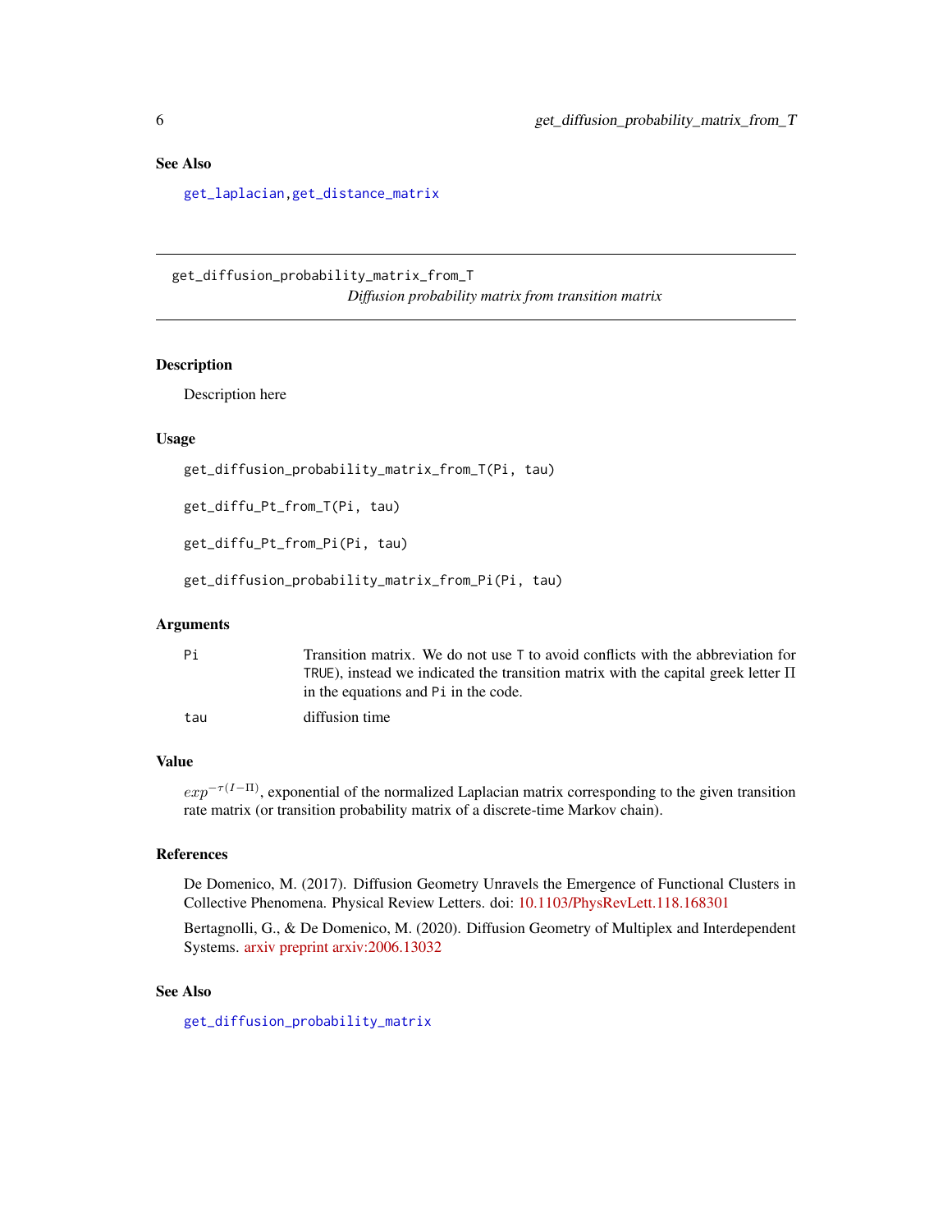### See Also

get_laplacian, get_distance_matrix

---

## get_diffusion_probability_matrix_from_T

*Diffusion probability matrix from transition matrix*

### Description

Description here

### Usage

```
get_diffusion_probability_matrix_from_T(Pi, tau)

get_diffu_Pt_from_T(Pi, tau)

get_diffu_Pt_from_Pi(Pi, tau)

get_diffusion_probability_matrix_from_Pi(Pi, tau)
```

### Arguments

| | |
|---|---|
| Pi | Transition matrix. We do not use T to avoid conflicts with the abbreviation for TRUE), instead we indicated the transition matrix with the capital greek letter $\Pi$ in the equations and Pi in the code. |
| tau | diffusion time |

### Value

$exp^{-\tau(I-\Pi)}$, exponential of the normalized Laplacian matrix corresponding to the given transition rate matrix (or transition probability matrix of a discrete-time Markov chain).

### References

De Domenico, M. (2017). Diffusion Geometry Unravels the Emergence of Functional Clusters in Collective Phenomena. Physical Review Letters. doi: 10.1103/PhysRevLett.118.168301

Bertagnolli, G., & De Domenico, M. (2020). Diffusion Geometry of Multiplex and Interdependent Systems. arxiv preprint arxiv:2006.13032

### See Also

get_diffusion_probability_matrix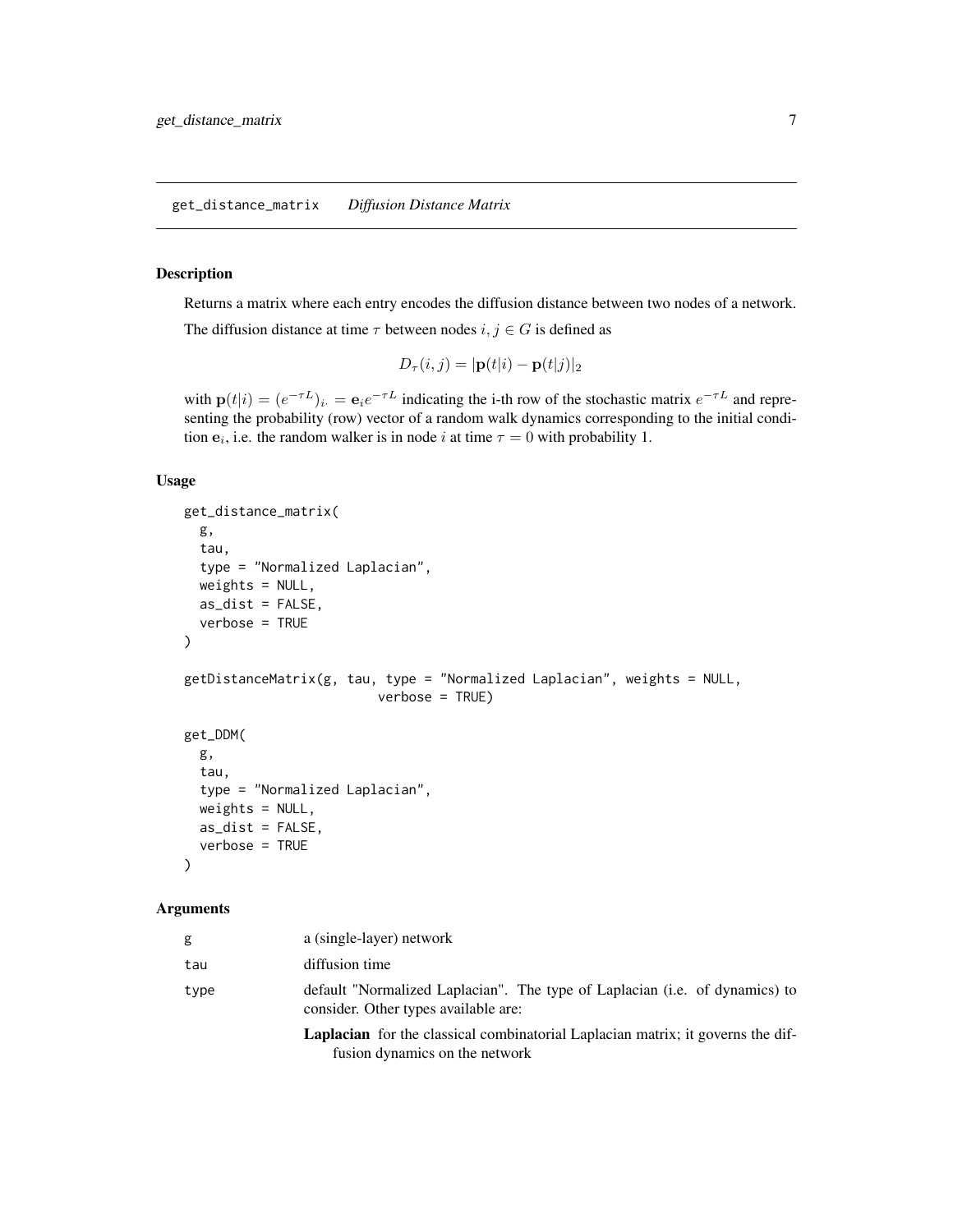## get_distance_matrix *Diffusion Distance Matrix*

### Description

Returns a matrix where each entry encodes the diffusion distance between two nodes of a network.

The diffusion distance at time $\tau$ between nodes $i, j \in G$ is defined as

$$D_\tau(i, j) = |\mathbf{p}(t|i) - \mathbf{p}(t|j)|_2$$

with $\mathbf{p}(t|i) = (e^{-\tau L})_{i.} = \mathbf{e}_i e^{-\tau L}$ indicating the i-th row of the stochastic matrix $e^{-\tau L}$ and representing the probability (row) vector of a random walk dynamics corresponding to the initial condition $\mathbf{e}_i$, i.e. the random walker is in node $i$ at time $\tau = 0$ with probability 1.

### Usage

```
get_distance_matrix(
  g,
  tau,
  type = "Normalized Laplacian",
  weights = NULL,
  as_dist = FALSE,
  verbose = TRUE
)

getDistanceMatrix(g, tau, type = "Normalized Laplacian", weights = NULL,
                        verbose = TRUE)

get_DDM(
  g,
  tau,
  type = "Normalized Laplacian",
  weights = NULL,
  as_dist = FALSE,
  verbose = TRUE
)
```

### Arguments

| | |
|---|---|
| g | a (single-layer) network |
| tau | diffusion time |
| type | default "Normalized Laplacian". The type of Laplacian (i.e. of dynamics) to consider. Other types available are: |
| | **Laplacian** for the classical combinatorial Laplacian matrix; it governs the diffusion dynamics on the network |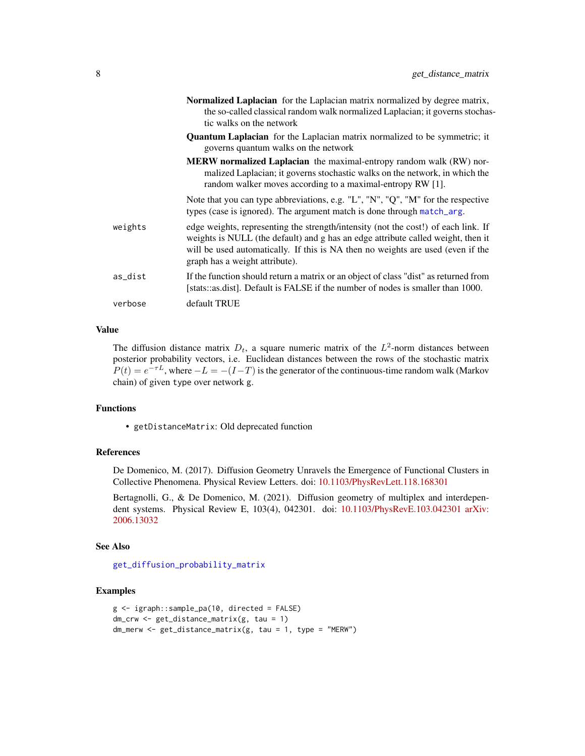**Normalized Laplacian** for the Laplacian matrix normalized by degree matrix, the so-called classical random walk normalized Laplacian; it governs stochastic walks on the network

**Quantum Laplacian** for the Laplacian matrix normalized to be symmetric; it governs quantum walks on the network

**MERW normalized Laplacian** the maximal-entropy random walk (RW) normalized Laplacian; it governs stochastic walks on the network, in which the random walker moves according to a maximal-entropy RW [1].

Note that you can type abbreviations, e.g. "L", "N", "Q", "M" for the respective types (case is ignored). The argument match is done through `match_arg`.

`weights` edge weights, representing the strength/intensity (not the cost!) of each link. If weights is NULL (the default) and g has an edge attribute called weight, then it will be used automatically. If this is NA then no weights are used (even if the graph has a weight attribute).

`as_dist` If the function should return a matrix or an object of class "dist" as returned from [stats::as.dist]. Default is FALSE if the number of nodes is smaller than 1000.

`verbose` default TRUE

## Value

The diffusion distance matrix $D_t$, a square numeric matrix of the $L^2$-norm distances between posterior probability vectors, i.e. Euclidean distances between the rows of the stochastic matrix $P(t) = e^{-\tau L}$, where $-L = -(I - T)$ is the generator of the continuous-time random walk (Markov chain) of given `type` over network `g`.

## Functions

- `getDistanceMatrix`: Old deprecated function

## References

De Domenico, M. (2017). Diffusion Geometry Unravels the Emergence of Functional Clusters in Collective Phenomena. Physical Review Letters. doi: 10.1103/PhysRevLett.118.168301

Bertagnolli, G., & De Domenico, M. (2021). Diffusion geometry of multiplex and interdependent systems. Physical Review E, 103(4), 042301. doi: 10.1103/PhysRevE.103.042301 arXiv: 2006.13032

## See Also

`get_diffusion_probability_matrix`

## Examples

```
g <- igraph::sample_pa(10, directed = FALSE)
dm_crw <- get_distance_matrix(g, tau = 1)
dm_merw <- get_distance_matrix(g, tau = 1, type = "MERW")
```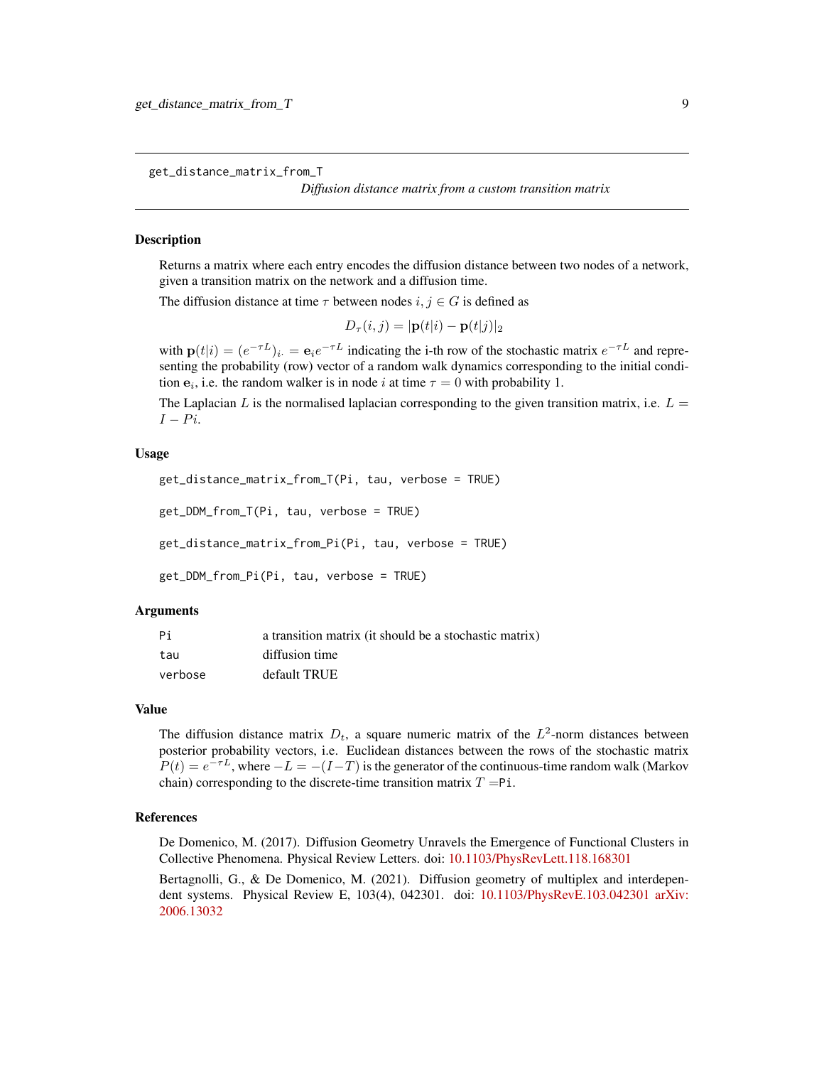# get_distance_matrix_from_T

*Diffusion distance matrix from a custom transition matrix*

## Description

Returns a matrix where each entry encodes the diffusion distance between two nodes of a network, given a transition matrix on the network and a diffusion time.

The diffusion distance at time $\tau$ between nodes $i, j \in G$ is defined as

$$D_\tau(i,j) = |\mathbf{p}(t|i) - \mathbf{p}(t|j)|_2$$

with $\mathbf{p}(t|i) = (e^{-\tau L})_{i.} = \mathbf{e}_i e^{-\tau L}$ indicating the i-th row of the stochastic matrix $e^{-\tau L}$ and representing the probability (row) vector of a random walk dynamics corresponding to the initial condition $\mathbf{e}_i$, i.e. the random walker is in node $i$ at time $\tau = 0$ with probability 1.

The Laplacian $L$ is the normalised laplacian corresponding to the given transition matrix, i.e. $L = I - Pi$.

## Usage

```
get_distance_matrix_from_T(Pi, tau, verbose = TRUE)

get_DDM_from_T(Pi, tau, verbose = TRUE)

get_distance_matrix_from_Pi(Pi, tau, verbose = TRUE)

get_DDM_from_Pi(Pi, tau, verbose = TRUE)
```

## Arguments

| | |
|---|---|
| Pi | a transition matrix (it should be a stochastic matrix) |
| tau | diffusion time |
| verbose | default TRUE |

## Value

The diffusion distance matrix $D_t$, a square numeric matrix of the $L^2$-norm distances between posterior probability vectors, i.e. Euclidean distances between the rows of the stochastic matrix $P(t) = e^{-\tau L}$, where $-L = -(I-T)$ is the generator of the continuous-time random walk (Markov chain) corresponding to the discrete-time transition matrix $T$ =`Pi`.

## References

De Domenico, M. (2017). Diffusion Geometry Unravels the Emergence of Functional Clusters in Collective Phenomena. Physical Review Letters. doi: 10.1103/PhysRevLett.118.168301

Bertagnolli, G., & De Domenico, M. (2021). Diffusion geometry of multiplex and interdependent systems. Physical Review E, 103(4), 042301. doi: 10.1103/PhysRevE.103.042301 arXiv: 2006.13032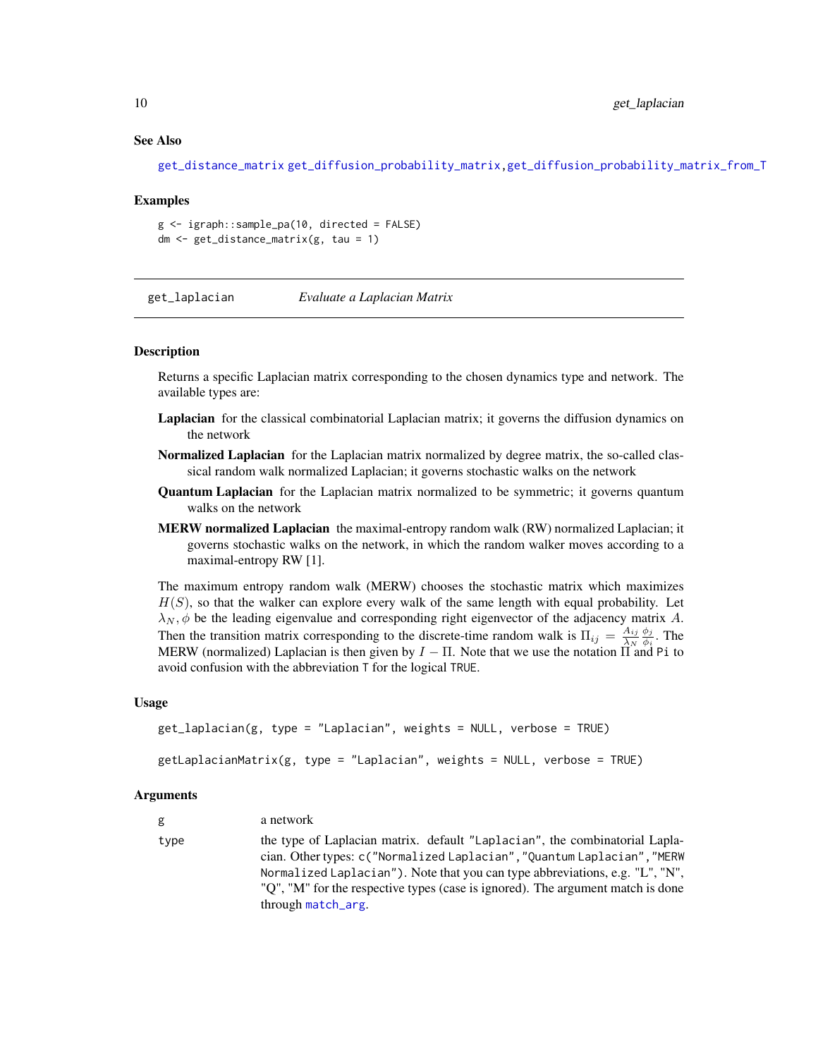### See Also

get_distance_matrix get_diffusion_probability_matrix, get_diffusion_probability_matrix_from_T

### Examples

```
g <- igraph::sample_pa(10, directed = FALSE)
dm <- get_distance_matrix(g, tau = 1)
```

---

## get_laplacian *Evaluate a Laplacian Matrix*

### Description

Returns a specific Laplacian matrix corresponding to the chosen dynamics type and network. The available types are:

**Laplacian** for the classical combinatorial Laplacian matrix; it governs the diffusion dynamics on the network

**Normalized Laplacian** for the Laplacian matrix normalized by degree matrix, the so-called classical random walk normalized Laplacian; it governs stochastic walks on the network

**Quantum Laplacian** for the Laplacian matrix normalized to be symmetric; it governs quantum walks on the network

**MERW normalized Laplacian** the maximal-entropy random walk (RW) normalized Laplacian; it governs stochastic walks on the network, in which the random walker moves according to a maximal-entropy RW [1].

The maximum entropy random walk (MERW) chooses the stochastic matrix which maximizes $H(S)$, so that the walker can explore every walk of the same length with equal probability. Let $\lambda_N, \phi$ be the leading eigenvalue and corresponding right eigenvector of the adjacency matrix $A$. Then the transition matrix corresponding to the discrete-time random walk is $\Pi_{ij} = \frac{A_{ij}}{\lambda_N} \frac{\phi_j}{\phi_i}$. The MERW (normalized) Laplacian is then given by $I - \Pi$. Note that we use the notation $\Pi$ and `Pi` to avoid confusion with the abbreviation `T` for the logical `TRUE`.

### Usage

```
get_laplacian(g, type = "Laplacian", weights = NULL, verbose = TRUE)

getLaplacianMatrix(g, type = "Laplacian", weights = NULL, verbose = TRUE)
```

### Arguments

| | |
|---|---|
| g | a network |
| type | the type of Laplacian matrix. default "Laplacian", the combinatorial Laplacian. Other types: `c("Normalized Laplacian","Quantum Laplacian","MERW Normalized Laplacian")`. Note that you can type abbreviations, e.g. "L", "N", "Q", "M" for the respective types (case is ignored). The argument match is done through match_arg. |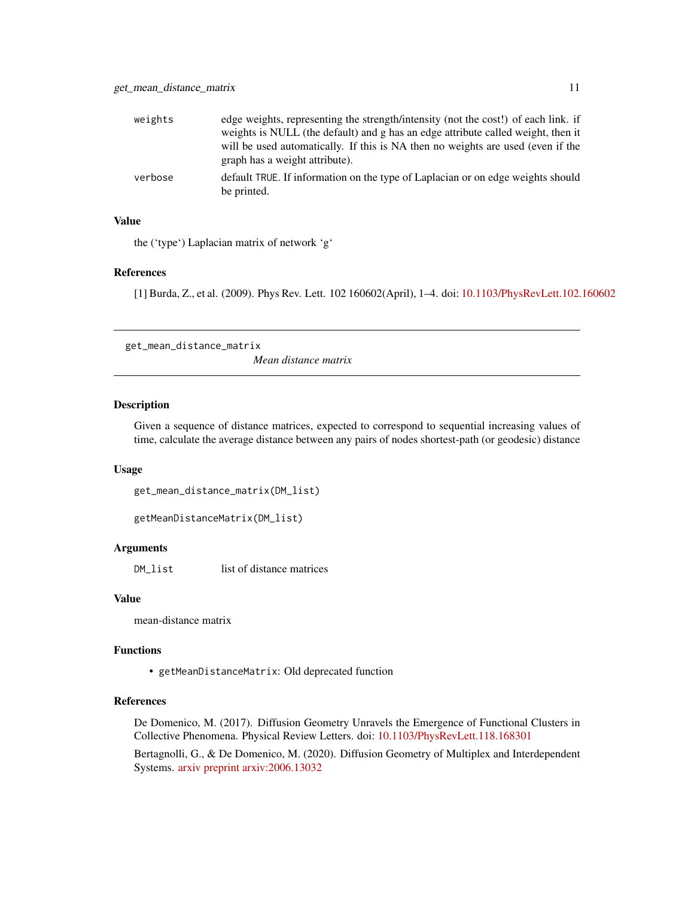| | |
|---|---|
| weights | edge weights, representing the strength/intensity (not the cost!) of each link. if weights is NULL (the default) and g has an edge attribute called weight, then it will be used automatically. If this is NA then no weights are used (even if the graph has a weight attribute). |
| verbose | default TRUE. If information on the type of Laplacian or on edge weights should be printed. |

### Value

the (‘type‘) Laplacian matrix of network ‘g‘

### References

[1] Burda, Z., et al. (2009). Phys Rev. Lett. 102 160602(April), 1–4. doi: 10.1103/PhysRevLett.102.160602

---

## get_mean_distance_matrix

*Mean distance matrix*

---

### Description

Given a sequence of distance matrices, expected to correspond to sequential increasing values of time, calculate the average distance between any pairs of nodes shortest-path (or geodesic) distance

### Usage

```
get_mean_distance_matrix(DM_list)

getMeanDistanceMatrix(DM_list)
```

### Arguments

| | |
|---|---|
| DM_list | list of distance matrices |

### Value

mean-distance matrix

### Functions

- `getMeanDistanceMatrix`: Old deprecated function

### References

De Domenico, M. (2017). Diffusion Geometry Unravels the Emergence of Functional Clusters in Collective Phenomena. Physical Review Letters. doi: 10.1103/PhysRevLett.118.168301

Bertagnolli, G., & De Domenico, M. (2020). Diffusion Geometry of Multiplex and Interdependent Systems. arxiv preprint arxiv:2006.13032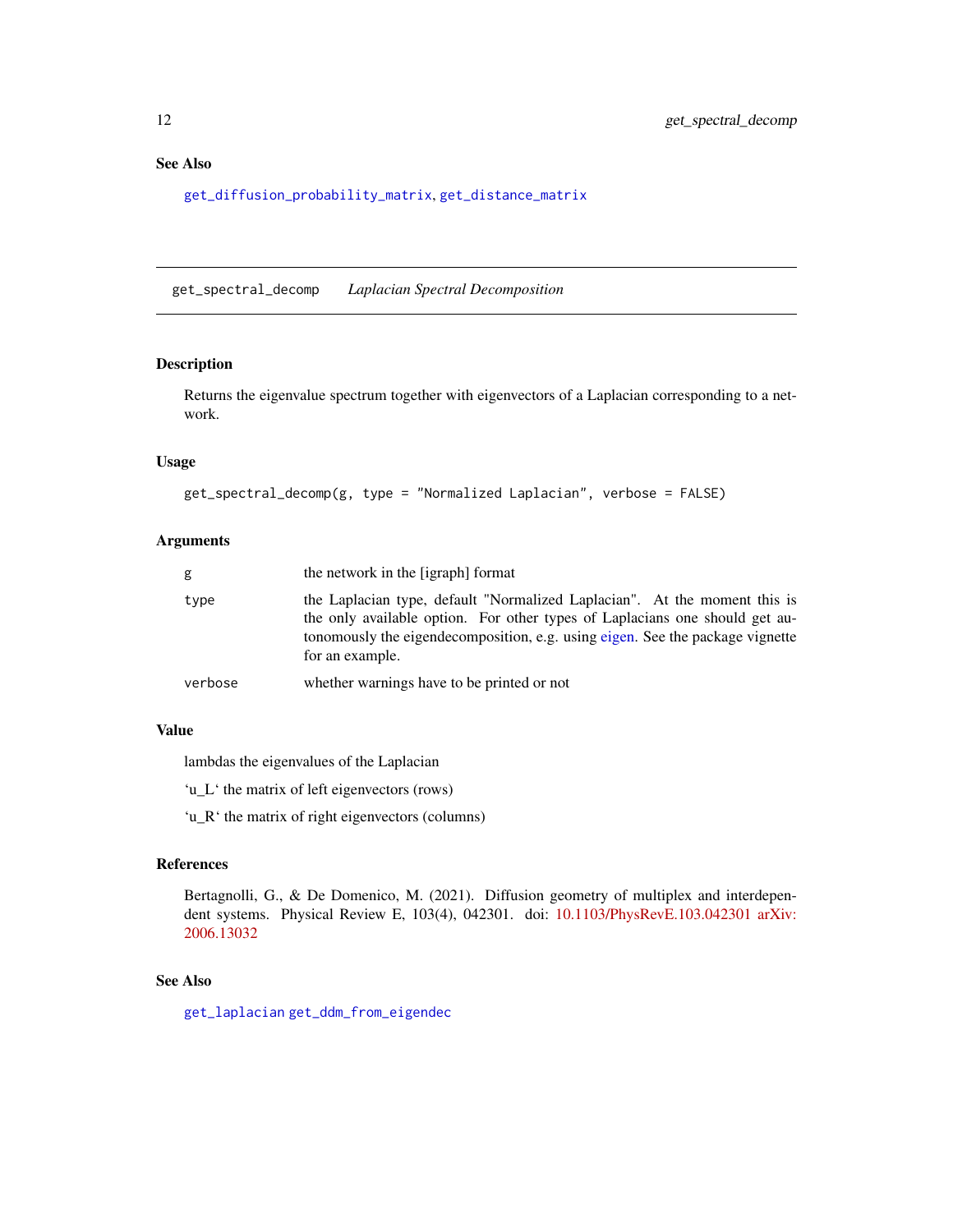## See Also

`get_diffusion_probability_matrix`, `get_distance_matrix`

---

## get_spectral_decomp *Laplacian Spectral Decomposition*

### Description

Returns the eigenvalue spectrum together with eigenvectors of a Laplacian corresponding to a network.

### Usage

```
get_spectral_decomp(g, type = "Normalized Laplacian", verbose = FALSE)
```

### Arguments

| | |
|---|---|
| `g` | the network in the [igraph] format |
| `type` | the Laplacian type, default "Normalized Laplacian". At the moment this is the only available option. For other types of Laplacians one should get autonomously the eigendecomposition, e.g. using eigen. See the package vignette for an example. |
| `verbose` | whether warnings have to be printed or not |

### Value

lambdas the eigenvalues of the Laplacian

'u_L' the matrix of left eigenvectors (rows)

'u_R' the matrix of right eigenvectors (columns)

### References

Bertagnolli, G., & De Domenico, M. (2021). Diffusion geometry of multiplex and interdependent systems. Physical Review E, 103(4), 042301. doi: 10.1103/PhysRevE.103.042301 arXiv: 2006.13032

### See Also

`get_laplacian` `get_ddm_from_eigendec`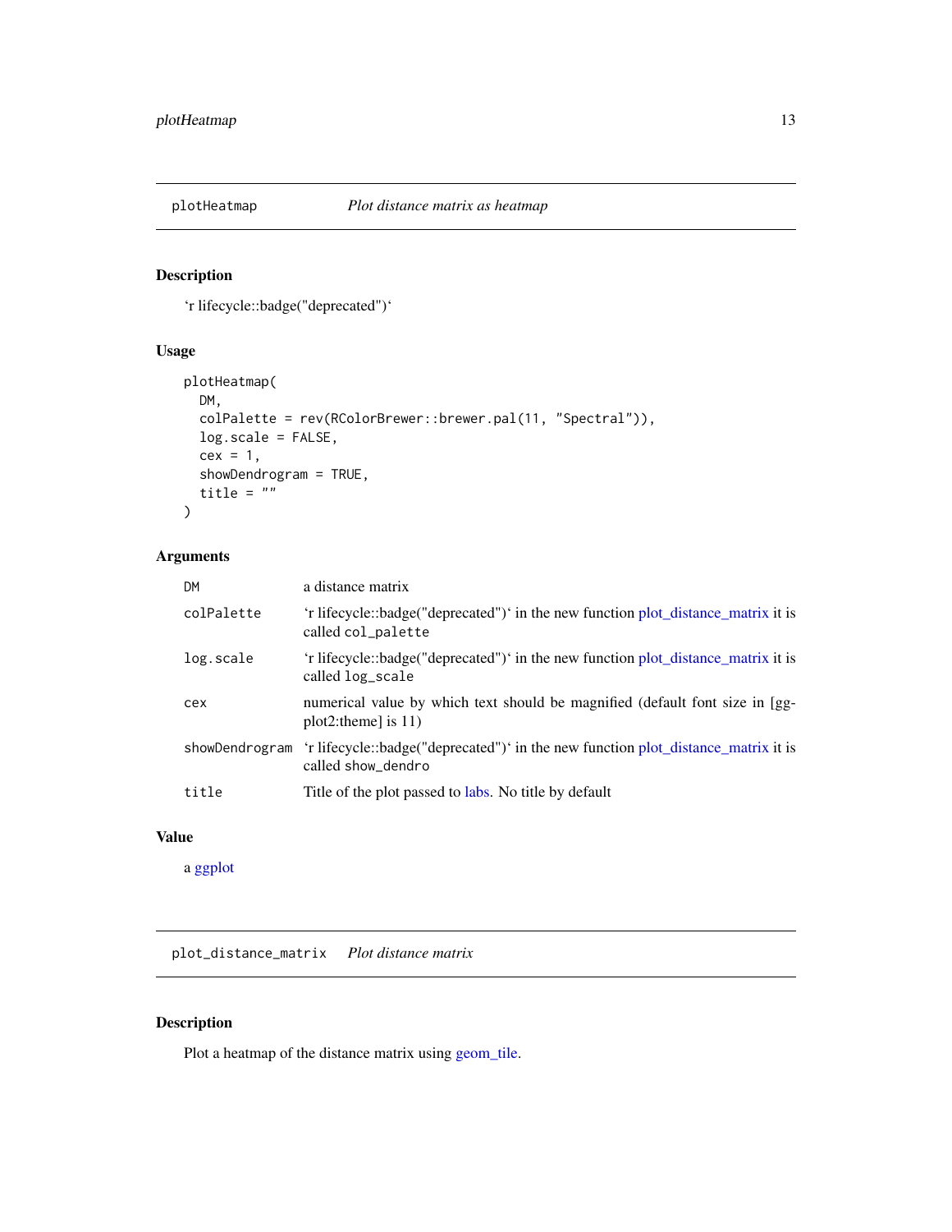## plotHeatmap — *Plot distance matrix as heatmap*

### Description

'r lifecycle::badge("deprecated")'

### Usage

```
plotHeatmap(
  DM,
  colPalette = rev(RColorBrewer::brewer.pal(11, "Spectral")),
  log.scale = FALSE,
  cex = 1,
  showDendrogram = TRUE,
  title = ""
)
```

### Arguments

| | |
|---|---|
| `DM` | a distance matrix |
| `colPalette` | 'r lifecycle::badge("deprecated")' in the new function plot_distance_matrix it is called `col_palette` |
| `log.scale` | 'r lifecycle::badge("deprecated")' in the new function plot_distance_matrix it is called `log_scale` |
| `cex` | numerical value by which text should be magnified (default font size in [ggplot2:theme] is 11) |
| `showDendrogram` | 'r lifecycle::badge("deprecated")' in the new function plot_distance_matrix it is called `show_dendro` |
| `title` | Title of the plot passed to labs. No title by default |

### Value

a ggplot

## plot_distance_matrix — *Plot distance matrix*

### Description

Plot a heatmap of the distance matrix using geom_tile.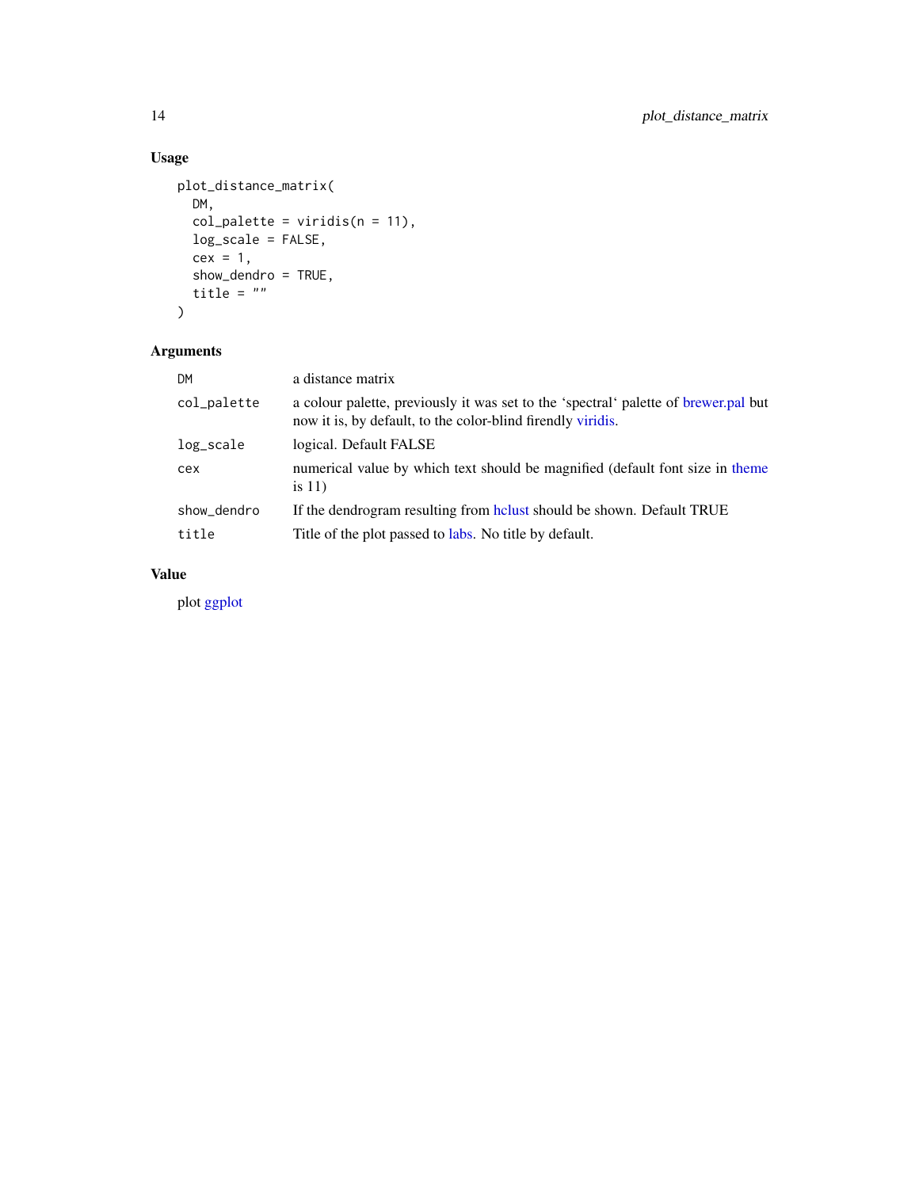## Usage

```
plot_distance_matrix(
  DM,
  col_palette = viridis(n = 11),
  log_scale = FALSE,
  cex = 1,
  show_dendro = TRUE,
  title = ""
)
```

## Arguments

| | |
|---|---|
| DM | a distance matrix |
| col_palette | a colour palette, previously it was set to the 'spectral' palette of brewer.pal but now it is, by default, to the color-blind firendly viridis. |
| log_scale | logical. Default FALSE |
| cex | numerical value by which text should be magnified (default font size in theme is 11) |
| show_dendro | If the dendrogram resulting from hclust should be shown. Default TRUE |
| title | Title of the plot passed to labs. No title by default. |

## Value

plot ggplot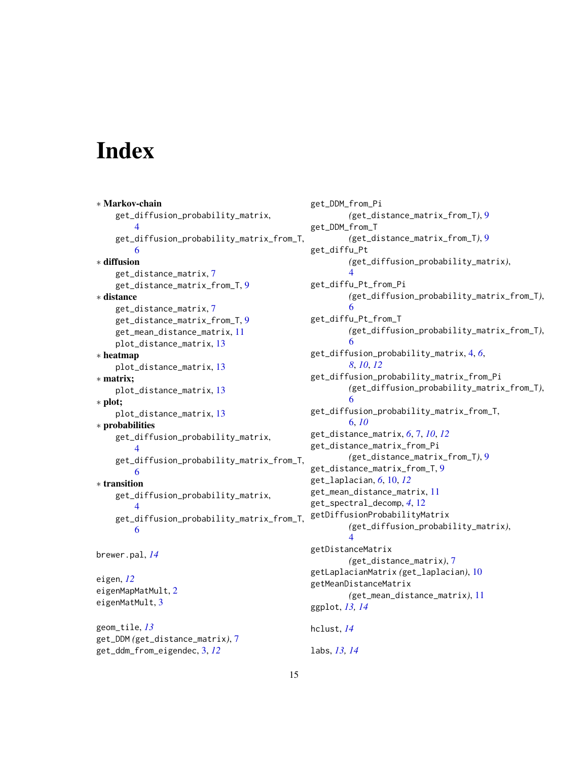# Index

∗ **Markov-chain**
 get_diffusion_probability_matrix, 4
 get_diffusion_probability_matrix_from_T, 6

∗ **diffusion**
 get_distance_matrix, 7
 get_distance_matrix_from_T, 9

∗ **distance**
 get_distance_matrix, 7
 get_distance_matrix_from_T, 9
 get_mean_distance_matrix, 11
 plot_distance_matrix, 13

∗ **heatmap**
 plot_distance_matrix, 13

∗ **matrix;**
 plot_distance_matrix, 13

∗ **plot;**
 plot_distance_matrix, 13

∗ **probabilities**
 get_diffusion_probability_matrix, 4
 get_diffusion_probability_matrix_from_T, 6

∗ **transition**
 get_diffusion_probability_matrix, 4
 get_diffusion_probability_matrix_from_T, 6

brewer.pal, *14*

eigen, *12*
eigenMapMatMult, 2
eigenMatMult, 3

geom_tile, *13*
get_DDM *(get_distance_matrix)*, 7
get_ddm_from_eigendec, 3, *12*
get_DDM_from_Pi *(get_distance_matrix_from_T)*, 9
get_DDM_from_T *(get_distance_matrix_from_T)*, 9
get_diffu_Pt *(get_diffusion_probability_matrix)*, 4
get_diffu_Pt_from_Pi *(get_diffusion_probability_matrix_from_T)*, 6
get_diffu_Pt_from_T *(get_diffusion_probability_matrix_from_T)*, 6
get_diffusion_probability_matrix, 4, *6*, *8*, *10*, *12*
get_diffusion_probability_matrix_from_Pi *(get_diffusion_probability_matrix_from_T)*, 6
get_diffusion_probability_matrix_from_T, 6, *10*
get_distance_matrix, *6*, 7, *10*, *12*
get_distance_matrix_from_Pi *(get_distance_matrix_from_T)*, 9
get_distance_matrix_from_T, 9
get_laplacian, *6*, 10, *12*
get_mean_distance_matrix, 11
get_spectral_decomp, *4*, 12
getDiffusionProbabilityMatrix *(get_diffusion_probability_matrix)*, 4
getDistanceMatrix *(get_distance_matrix)*, 7
getLaplacianMatrix *(get_laplacian)*, 10
getMeanDistanceMatrix *(get_mean_distance_matrix)*, 11
ggplot, *13*, *14*

hclust, *14*

labs, *13*, *14*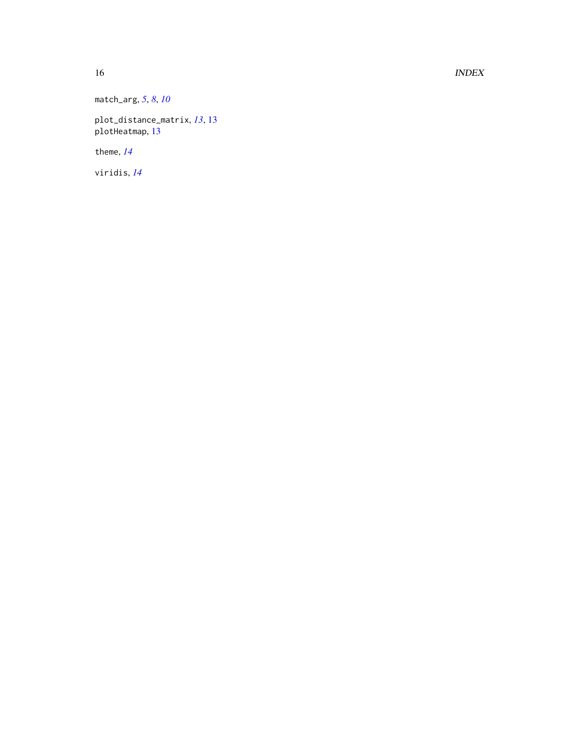match_arg, *5*, *8*, *10*

plot_distance_matrix, *13*, 13
plotHeatmap, 13

theme, *14*

viridis, *14*